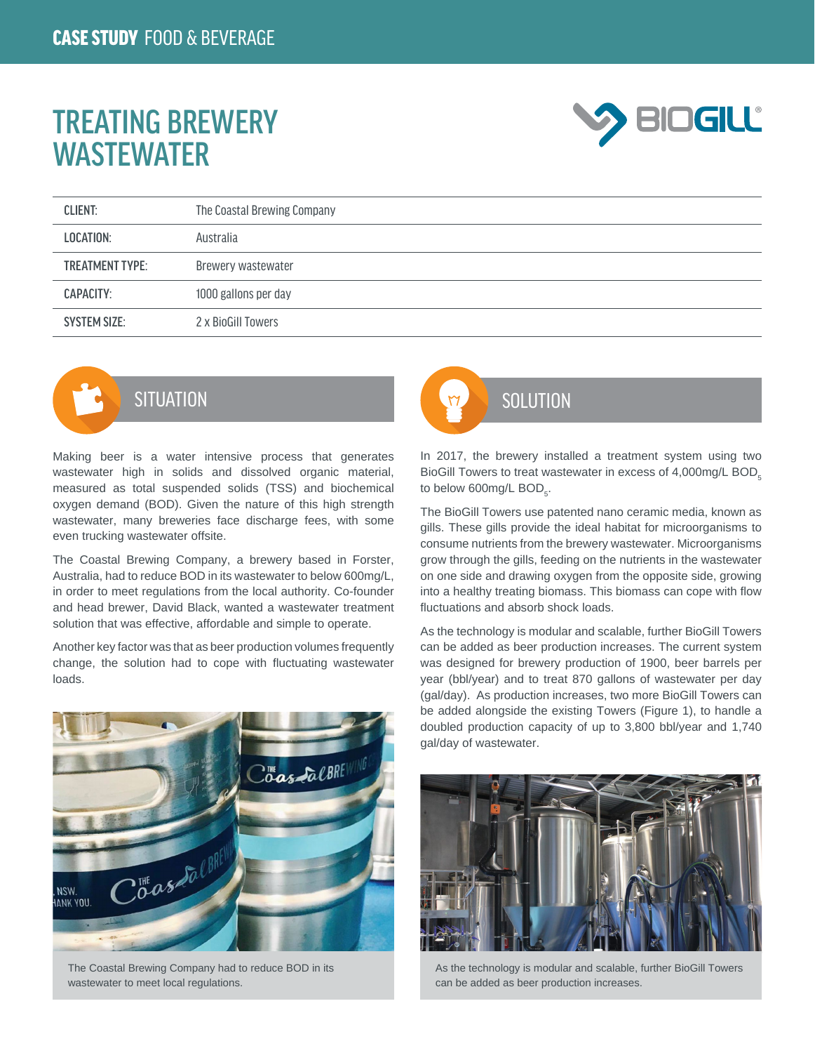CASE STUDY FOOD & BEVERAGE

# TREATING BREWERY WASTEWATER

| | |
|---|---|
| CLIENT: | The Coastal Brewing Company |
| LOCATION: | Australia |
| TREATMENT TYPE: | Brewery wastewater |
| CAPACITY: | 1000 gallons per day |
| SYSTEM SIZE: | 2 x BioGill Towers |

## SITUATION

Making beer is a water intensive process that generates wastewater high in solids and dissolved organic material, measured as total suspended solids (TSS) and biochemical oxygen demand (BOD). Given the nature of this high strength wastewater, many breweries face discharge fees, with some even trucking wastewater offsite.

The Coastal Brewing Company, a brewery based in Forster, Australia, had to reduce BOD in its wastewater to below 600mg/L, in order to meet regulations from the local authority. Co-founder and head brewer, David Black, wanted a wastewater treatment solution that was effective, affordable and simple to operate.

Another key factor was that as beer production volumes frequently change, the solution had to cope with fluctuating wastewater loads.

The Coastal Brewing Company had to reduce BOD in its wastewater to meet local regulations.

## SOLUTION

In 2017, the brewery installed a treatment system using two BioGill Towers to treat wastewater in excess of 4,000mg/L $BOD_5$ to below 600mg/L $BOD_5$.

The BioGill Towers use patented nano ceramic media, known as gills. These gills provide the ideal habitat for microorganisms to consume nutrients from the brewery wastewater. Microorganisms grow through the gills, feeding on the nutrients in the wastewater on one side and drawing oxygen from the opposite side, growing into a healthy treating biomass. This biomass can cope with flow fluctuations and absorb shock loads.

As the technology is modular and scalable, further BioGill Towers can be added as beer production increases. The current system was designed for brewery production of 1900, beer barrels per year (bbl/year) and to treat 870 gallons of wastewater per day (gal/day). As production increases, two more BioGill Towers can be added alongside the existing Towers (Figure 1), to handle a doubled production capacity of up to 3,800 bbl/year and 1,740 gal/day of wastewater.

As the technology is modular and scalable, further BioGill Towers can be added as beer production increases.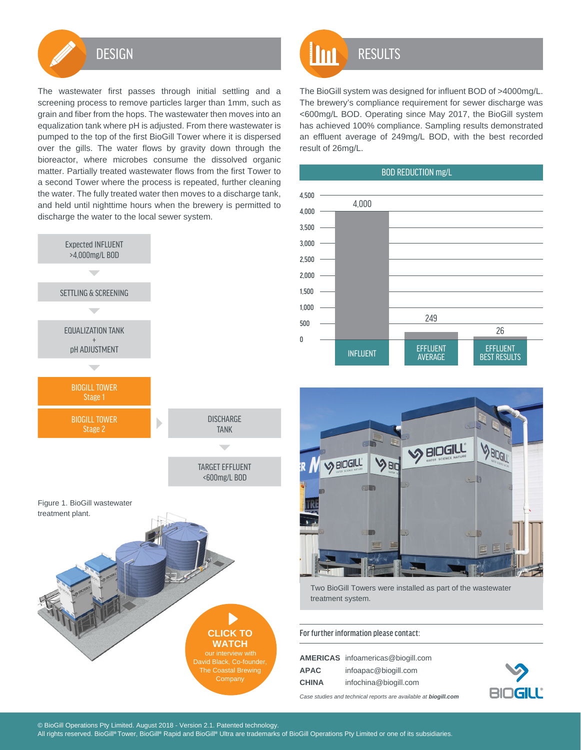## DESIGN

The wastewater first passes through initial settling and a screening process to remove particles larger than 1mm, such as grain and fiber from the hops. The wastewater then moves into an equalization tank where pH is adjusted. From there wastewater is pumped to the top of the first BioGill Tower where it is dispersed over the gills. The water flows by gravity down through the bioreactor, where microbes consume the dissolved organic matter. Partially treated wastewater flows from the first Tower to a second Tower where the process is repeated, further cleaning the water. The fully treated water then moves to a discharge tank, and held until nighttime hours when the brewery is permitted to discharge the water to the local sewer system.

Expected INFLUENT
>4,000mg/L BOD

SETTLING & SCREENING

EQUALIZATION TANK
+
pH ADJUSTMENT

BIOGILL TOWER
Stage 1

BIOGILL TOWER
Stage 2

DISCHARGE
TANK

TARGET EFFLUENT
<600mg/L BOD

Figure 1. BioGill wastewater treatment plant.

**CLICK TO WATCH**
our interview with David Black, Co-founder, The Coastal Brewing Company

## RESULTS

The BioGill system was designed for influent BOD of >4000mg/L. The brewery's compliance requirement for sewer discharge was <600mg/L BOD. Operating since May 2017, the BioGill system has achieved 100% compliance. Sampling results demonstrated an effluent average of 249mg/L BOD, with the best recorded result of 26mg/L.

BOD REDUCTION mg/L

4,500
4,000
3,500
3,000
2,500
2,000
1,500
1,000
500
0

4,000
249
26

INFLUENT
EFFLUENT AVERAGE
EFFLUENT BEST RESULTS

Two BioGill Towers were installed as part of the wastewater treatment system.

For further information please contact:

**AMERICAS** infoamericas@biogill.com
**APAC** infoapac@biogill.com
**CHINA** infochina@biogill.com

*Case studies and technical reports are available at **biogill.com***

© BioGill Operations Pty Limited. August 2018 - Version 2.1. Patented technology.
All rights reserved. BioGill® Tower, BioGill® Rapid and BioGill® Ultra are trademarks of BioGill Operations Pty Limited or one of its subsidiaries.